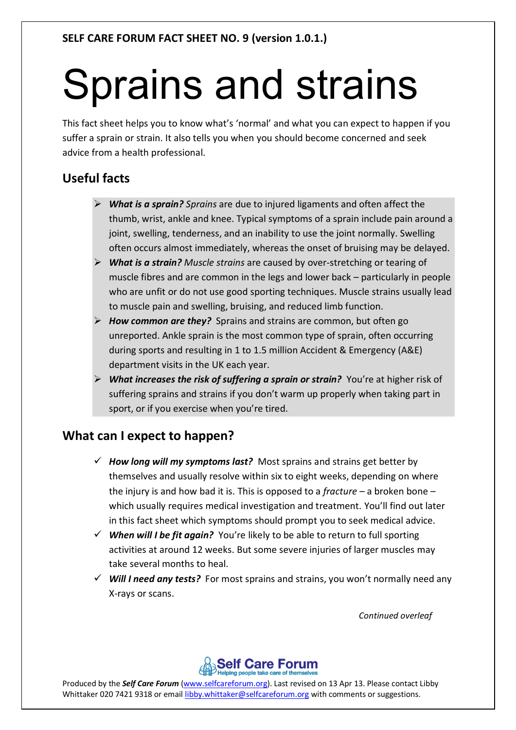**SELF CARE FORUM FACT SHEET NO. 9 (version 1.0.1.)**

# Sprains and strains

This fact sheet helps you to know what's 'normal' and what you can expect to happen if you suffer a sprain or strain. It also tells you when you should become concerned and seek advice from a health professional.

## Useful facts

- ***What is a sprain?*** *Sprains* are due to injured ligaments and often affect the thumb, wrist, ankle and knee. Typical symptoms of a sprain include pain around a joint, swelling, tenderness, and an inability to use the joint normally. Swelling often occurs almost immediately, whereas the onset of bruising may be delayed.
- ***What is a strain?*** *Muscle strains* are caused by over-stretching or tearing of muscle fibres and are common in the legs and lower back – particularly in people who are unfit or do not use good sporting techniques. Muscle strains usually lead to muscle pain and swelling, bruising, and reduced limb function.
- ***How common are they?*** Sprains and strains are common, but often go unreported. Ankle sprain is the most common type of sprain, often occurring during sports and resulting in 1 to 1.5 million Accident & Emergency (A&E) department visits in the UK each year.
- ***What increases the risk of suffering a sprain or strain?*** You're at higher risk of suffering sprains and strains if you don't warm up properly when taking part in sport, or if you exercise when you're tired.

## What can I expect to happen?

- ***How long will my symptoms last?*** Most sprains and strains get better by themselves and usually resolve within six to eight weeks, depending on where the injury is and how bad it is. This is opposed to a *fracture* – a broken bone – which usually requires medical investigation and treatment. You'll find out later in this fact sheet which symptoms should prompt you to seek medical advice.
- ***When will I be fit again?*** You're likely to be able to return to full sporting activities at around 12 weeks. But some severe injuries of larger muscles may take several months to heal.
- ***Will I need any tests?*** For most sprains and strains, you won't normally need any X-rays or scans.

*Continued overleaf*

Produced by the ***Self Care Forum*** (www.selfcareforum.org). Last revised on 13 Apr 13. Please contact Libby Whittaker 020 7421 9318 or email libby.whittaker@selfcareforum.org with comments or suggestions.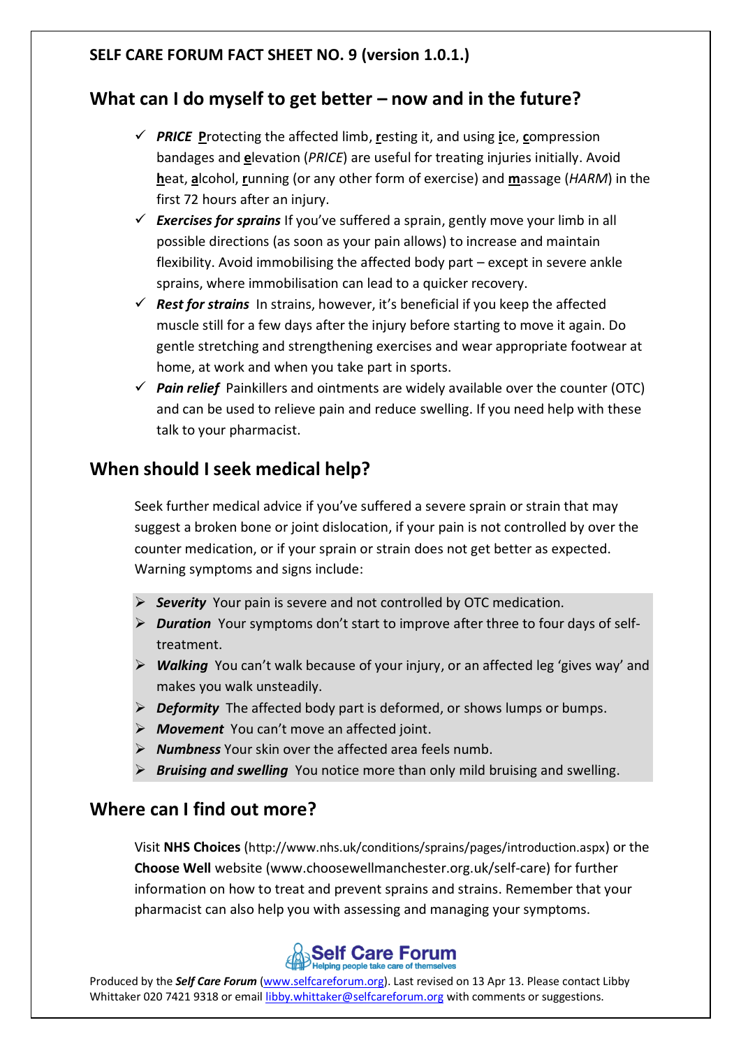**SELF CARE FORUM FACT SHEET NO. 9 (version 1.0.1.)**

## What can I do myself to get better – now and in the future?

- ***PRICE*** **P**rotecting the affected limb, **r**esting it, and using **i**ce, **c**ompression bandages and **e**levation (*PRICE*) are useful for treating injuries initially. Avoid **h**eat, **a**lcohol, **r**unning (or any other form of exercise) and **m**assage (*HARM*) in the first 72 hours after an injury.
- ***Exercises for sprains*** If you've suffered a sprain, gently move your limb in all possible directions (as soon as your pain allows) to increase and maintain flexibility. Avoid immobilising the affected body part – except in severe ankle sprains, where immobilisation can lead to a quicker recovery.
- ***Rest for strains*** In strains, however, it's beneficial if you keep the affected muscle still for a few days after the injury before starting to move it again. Do gentle stretching and strengthening exercises and wear appropriate footwear at home, at work and when you take part in sports.
- ***Pain relief*** Painkillers and ointments are widely available over the counter (OTC) and can be used to relieve pain and reduce swelling. If you need help with these talk to your pharmacist.

## When should I seek medical help?

Seek further medical advice if you've suffered a severe sprain or strain that may suggest a broken bone or joint dislocation, if your pain is not controlled by over the counter medication, or if your sprain or strain does not get better as expected. Warning symptoms and signs include:

- ***Severity*** Your pain is severe and not controlled by OTC medication.
- ***Duration*** Your symptoms don't start to improve after three to four days of self-treatment.
- ***Walking*** You can't walk because of your injury, or an affected leg 'gives way' and makes you walk unsteadily.
- ***Deformity*** The affected body part is deformed, or shows lumps or bumps.
- ***Movement*** You can't move an affected joint.
- ***Numbness*** Your skin over the affected area feels numb.
- ***Bruising and swelling*** You notice more than only mild bruising and swelling.

## Where can I find out more?

Visit **NHS Choices** (http://www.nhs.uk/conditions/sprains/pages/introduction.aspx) or the **Choose Well** website (www.choosewellmanchester.org.uk/self-care) for further information on how to treat and prevent sprains and strains. Remember that your pharmacist can also help you with assessing and managing your symptoms.

Self Care Forum
Helping people take care of themselves

Produced by the ***Self Care Forum*** (www.selfcareforum.org). Last revised on 13 Apr 13. Please contact Libby Whittaker 020 7421 9318 or email libby.whittaker@selfcareforum.org with comments or suggestions.